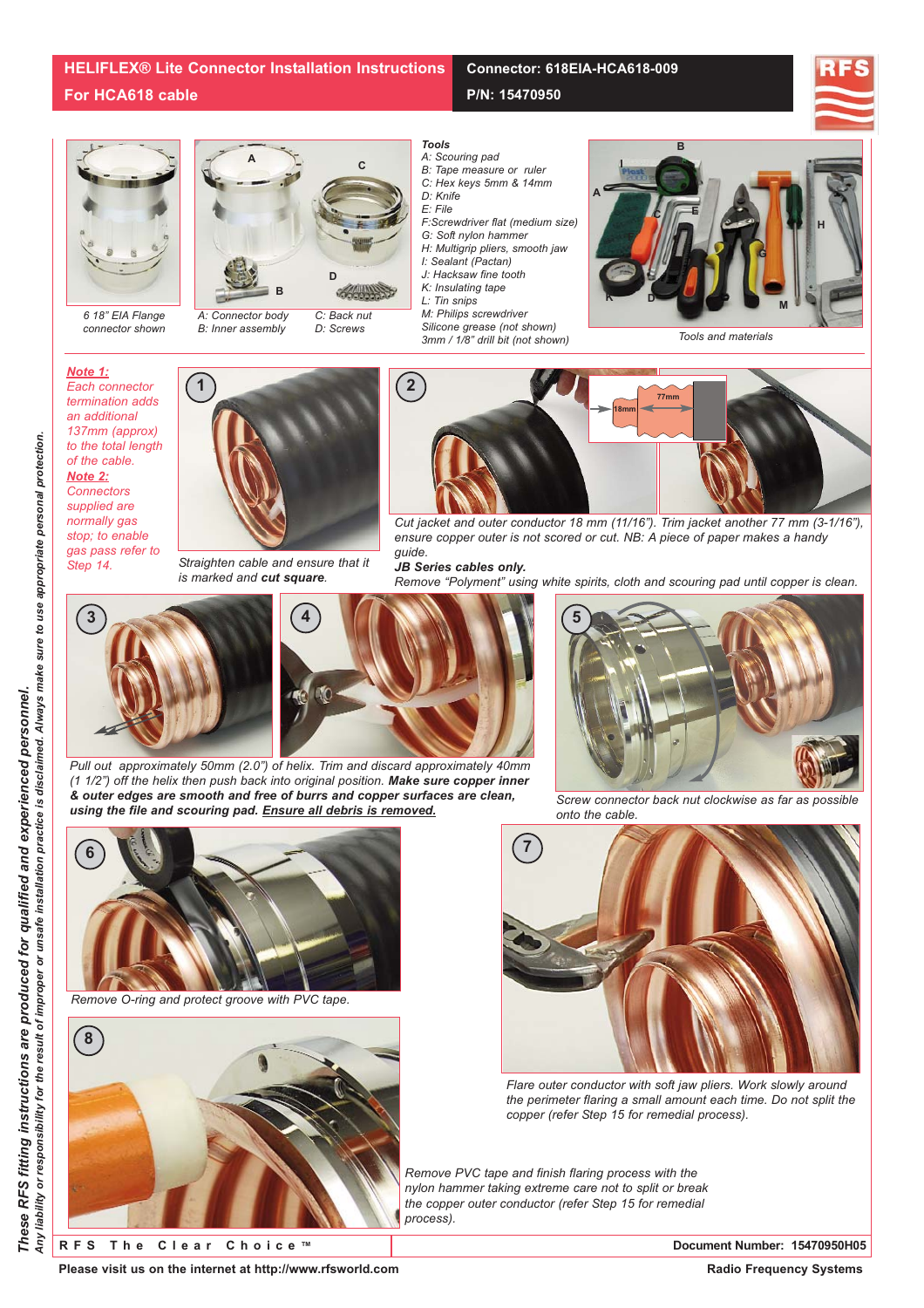# HELIFLEX® Lite Connector Installation Instructions For HCA618 cable

**Connector: 618EIA-HCA618-009**
**P/N: 15470950**

6 18" EIA Flange connector shown

A: Connector body
B: Inner assembly
C: Back nut
D: Screws

**Tools**
*A: Scouring pad*
*B: Tape measure or ruler*
*C: Hex keys 5mm & 14mm*
*D: Knife*
*E: File*
*F:Screwdriver flat (medium size)*
*G: Soft nylon hammer*
*H: Multigrip pliers, smooth jaw*
*I: Sealant (Pactan)*
*J: Hacksaw fine tooth*
*K: Insulating tape*
*L: Tin snips*
*M: Philips screwdriver*
*Silicone grease (not shown)*
*3mm / 1/8" drill bit (not shown)*

*Tools and materials*

***Note 1:***
*Each connector termination adds an additional 137mm (approx) to the total length of the cable.*

***Note 2:***
*Connectors supplied are normally gas stop; to enable gas pass refer to Step 14.*

**1** *Straighten cable and ensure that it is marked and* ***cut square****.*

**2** *Cut jacket and outer conductor 18 mm (11/16"). Trim jacket another 77 mm (3-1/16"), ensure copper outer is not scored or cut. NB: A piece of paper makes a handy guide.*
***JB Series cables only.***
*Remove "Polyment" using white spirits, cloth and scouring pad until copper is clean.*

**3, 4** *Pull out approximately 50mm (2.0") of helix. Trim and discard approximately 40mm (1 1/2") off the helix then push back into original position.* ***Make sure copper inner & outer edges are smooth and free of burrs and copper surfaces are clean, using the file and scouring pad.*** ***Ensure all debris is removed.***

**5** *Screw connector back nut clockwise as far as possible onto the cable.*

**6** *Remove O-ring and protect groove with PVC tape.*

**7** *Flare outer conductor with soft jaw pliers. Work slowly around the perimeter flaring a small amount each time. Do not split the copper (refer Step 15 for remedial process).*

**8** *Remove PVC tape and finish flaring process with the nylon hammer taking extreme care not to split or break the copper outer conductor (refer Step 15 for remedial process).*

***These RFS fitting instructions are produced for qualified and experienced personnel.***
***Any liability or responsibility for the result of improper or unsafe installation practice is disclaimed. Always make sure to use appropriate personal protection.***

**R F S The Clear Choice ™**
**Document Number: 15470950H05**
**Please visit us on the internet at http://www.rfsworld.com**
**Radio Frequency Systems**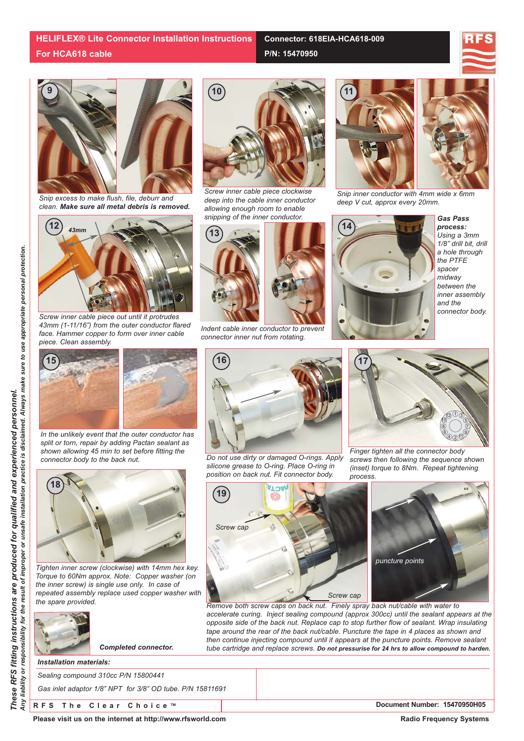# HELIFLEX® Lite Connector Installation Instructions For HCA618 cable

**Connector: 618EIA-HCA618-009**
**P/N: 15470950**

**9** Snip excess to make flush, file, deburr and clean. **Make sure all metal debris is removed.**

**10** Screw inner cable piece clockwise deep into the cable inner conductor allowing enough room to enable snipping of the inner conductor.

**11** Snip inner conductor with 4mm wide x 6mm deep V cut, approx every 20mm.

**12** 43mm

Screw inner cable piece out until it protrudes 43mm (1-11/16") from the outer conductor flared face. Hammer copper to form over inner cable piece. Clean assembly.

**13** Indent cable inner conductor to prevent connector inner nut from rotating.

**14** ***Gas Pass process:*** *Using a 3mm 1/8" drill bit, drill a hole through the PTFE spacer midway between the inner assembly and the connector body.*

**15** In the unlikely event that the outer conductor has split or torn, repair by adding Pactan sealant as shown allowing 45 min to set before fitting the connector body to the back nut.

**16** Do not use dirty or damaged O-rings. Apply silicone grease to O-ring. Place O-ring in position on back nut. Fit connector body.

**17** Finger tighten all the connector body screws then following the sequence shown (inset) torque to 8Nm. Repeat tightening process.

**18** Tighten inner screw (clockwise) with 14mm hex key. Torque to 60Nm approx. Note: Copper washer (on the inner screw) is single use only. In case of repeated assembly replace used copper washer with the spare provided.

**19** Screw cap · puncture points · Screw cap

Remove both screw caps on back nut. Finely spray back nut/cable with water to accelerate curing. Inject sealing compound (approx 300cc) until the sealant appears at the opposite side of the back nut. Replace cap to stop further flow of sealant. Wrap insulating tape around the rear of the back nut/cable. Puncture the tape in 4 places as shown and then continue injecting compound until it appears at the puncture points. Remove sealant tube cartridge and replace screws. **Do not pressurise for 24 hrs to allow compound to harden.**

**Completed connector.**

***Installation materials:***

*Sealing compound 310cc P/N 15800441*

*Gas inlet adaptor 1/8" NPT for 3/8" OD tube. P/N 15811691*

***These RFS fitting instructions are produced for qualified and experienced personnel.***
*Any liability or responsibility for the result of improper or unsafe installation practice is disclaimed. Always make sure to use appropriate personal protection.*

**RFS The Clear Choice ™** — **Document Number: 15470950H05**

**Please visit us on the internet at http://www.rfsworld.com** — **Radio Frequency Systems**